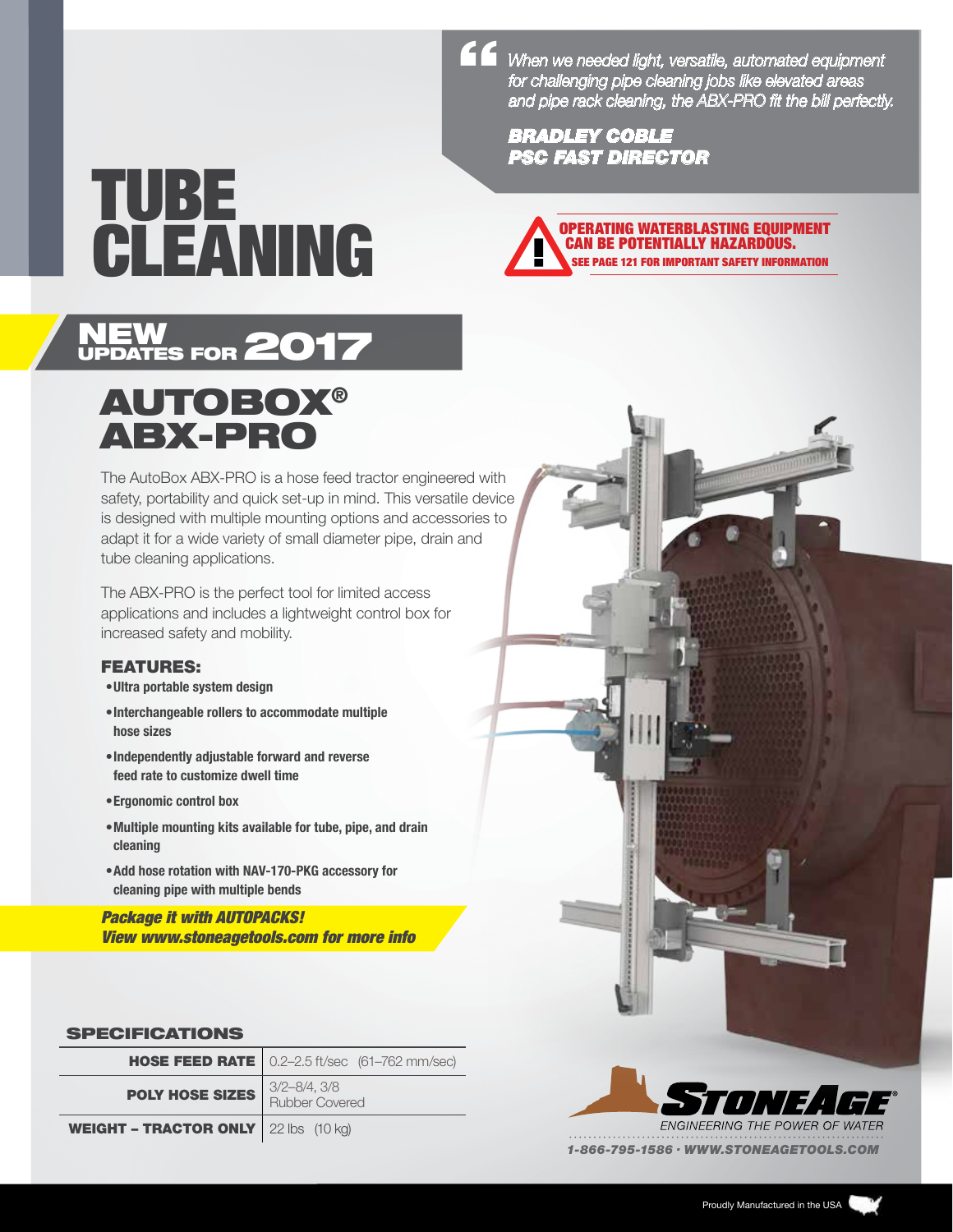# TUBE CLEANING

> *When we needed light, versatile, automated equipment for challenging pipe cleaning jobs like elevated areas and pipe rack cleaning, the ABX-PRO fit the bill perfectly.*
>
> ***BRADLEY COBLE***
> ***PSC FAST DIRECTOR***

**OPERATING WATERBLASTING EQUIPMENT CAN BE POTENTIALLY HAZARDOUS.**
**SEE PAGE 121 FOR IMPORTANT SAFETY INFORMATION**

## NEW UPDATES FOR 2017

## AUTOBOX® ABX-PRO

The AutoBox ABX-PRO is a hose feed tractor engineered with safety, portability and quick set-up in mind. This versatile device is designed with multiple mounting options and accessories to adapt it for a wide variety of small diameter pipe, drain and tube cleaning applications.

The ABX-PRO is the perfect tool for limited access applications and includes a lightweight control box for increased safety and mobility.

### FEATURES:

- **Ultra portable system design**
- **Interchangeable rollers to accommodate multiple hose sizes**
- **Independently adjustable forward and reverse feed rate to customize dwell time**
- **Ergonomic control box**
- **Multiple mounting kits available for tube, pipe, and drain cleaning**
- **Add hose rotation with NAV-170-PKG accessory for cleaning pipe with multiple bends**

***Package it with AUTOPACKS!***
***View www.stoneagetools.com for more info***

### SPECIFICATIONS

| | |
|---|---|
| **HOSE FEED RATE** | 0.2–2.5 ft/sec (61–762 mm/sec) |
| **POLY HOSE SIZES** | 3/2–8/4, 3/8 Rubber Covered |
| **WEIGHT – TRACTOR ONLY** | 22 lbs (10 kg) |

STONEAGE® ENGINEERING THE POWER OF WATER

1-866-795-1586 · WWW.STONEAGETOOLS.COM

Proudly Manufactured in the USA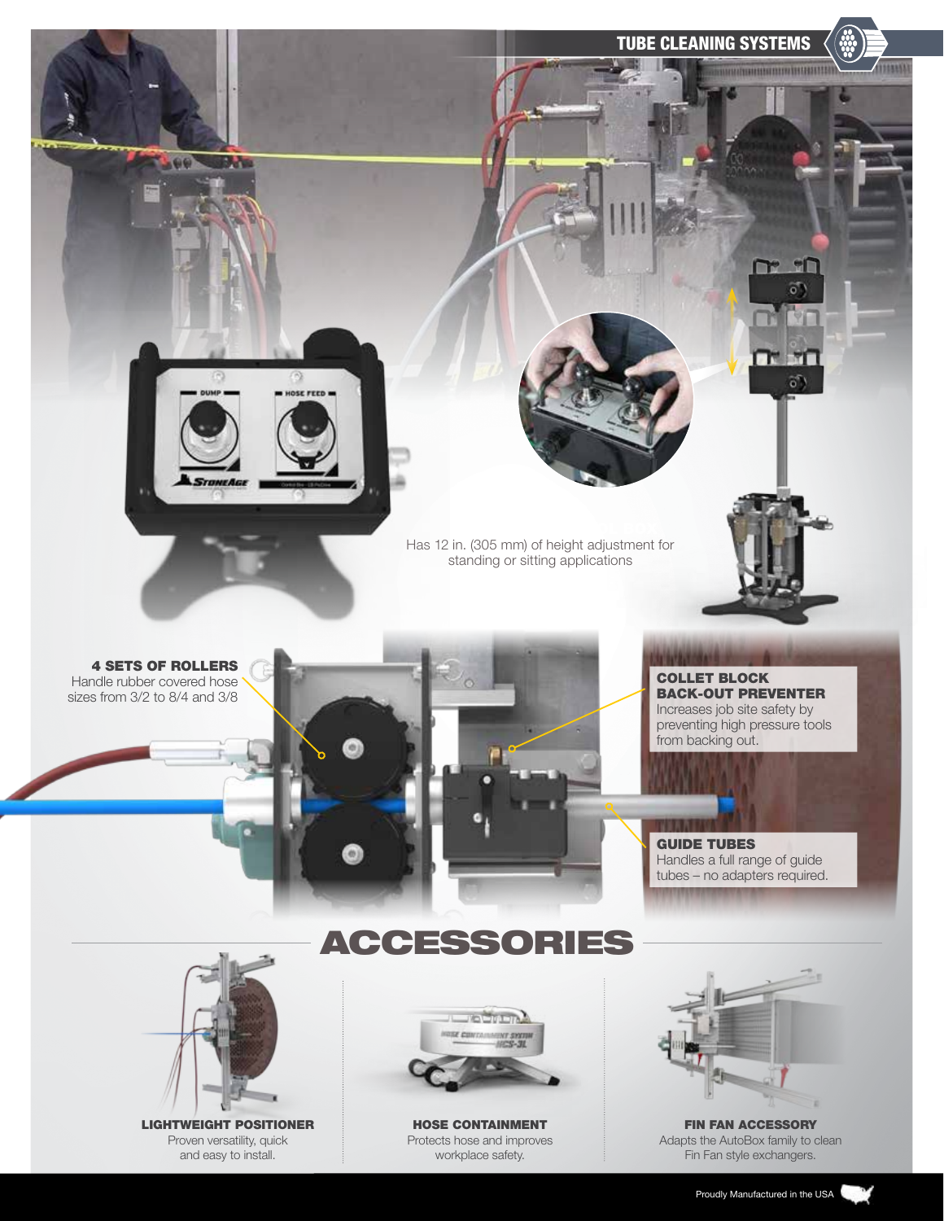Has 12 in. (305 mm) of height adjustment for standing or sitting applications

**4 SETS OF ROLLERS**
Handle rubber covered hose sizes from 3/2 to 8/4 and 3/8

**COLLET BLOCK BACK-OUT PREVENTER**
Increases job site safety by preventing high pressure tools from backing out.

**GUIDE TUBES**
Handles a full range of guide tubes – no adapters required.

# ACCESSORIES

**LIGHTWEIGHT POSITIONER**
Proven versatility, quick and easy to install.

**HOSE CONTAINMENT**
Protects hose and improves workplace safety.

**FIN FAN ACCESSORY**
Adapts the AutoBox family to clean Fin Fan style exchangers.

Proudly Manufactured in the USA